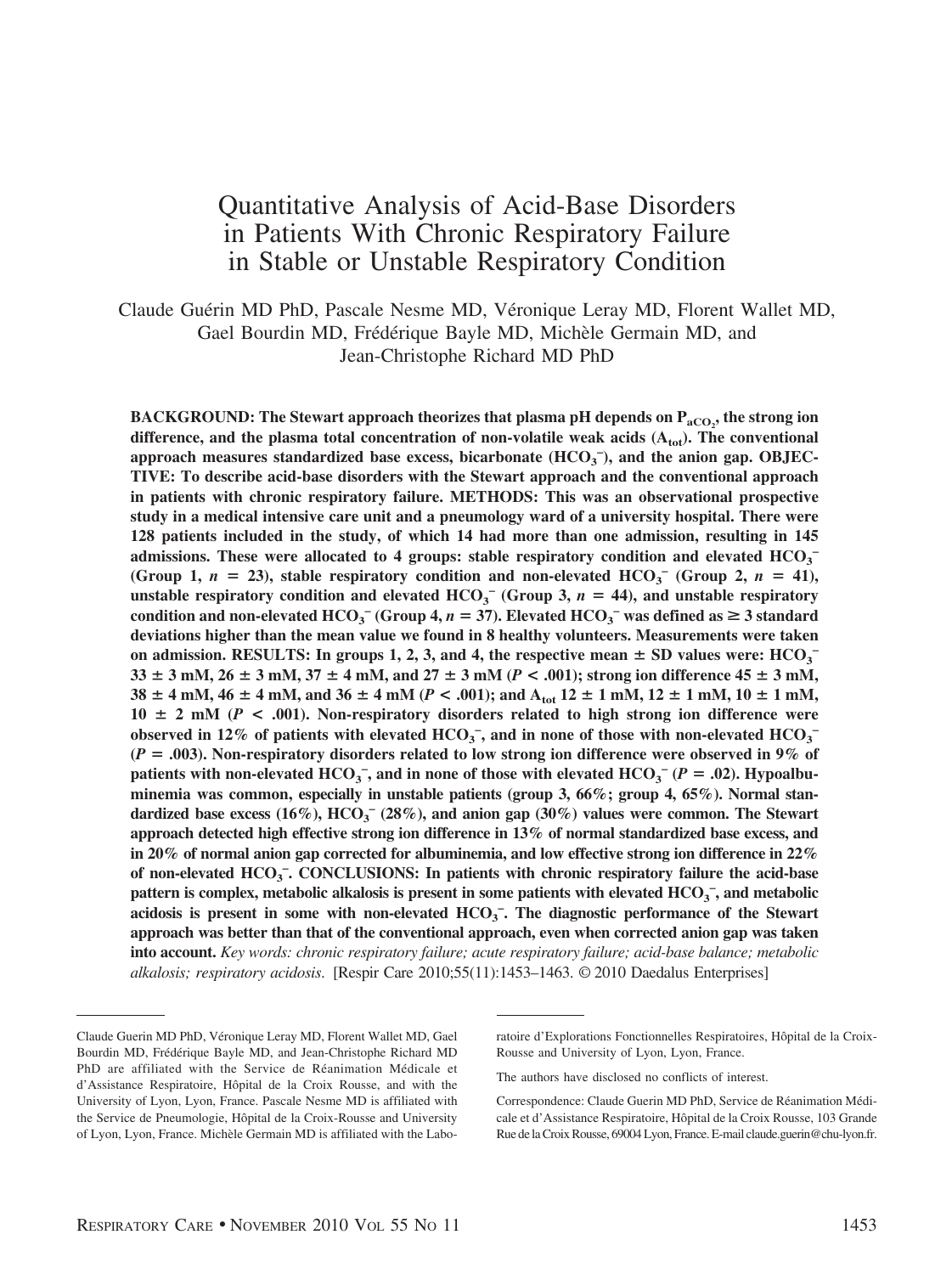# Quantitative Analysis of Acid-Base Disorders in Patients With Chronic Respiratory Failure in Stable or Unstable Respiratory Condition

Claude Guérin MD PhD, Pascale Nesme MD, Véronique Leray MD, Florent Wallet MD, Gael Bourdin MD, Frédérique Bayle MD, Michèle Germain MD, and Jean-Christophe Richard MD PhD

**BACKGROUND: The Stewart approach theorizes that plasma pH depends on $P_{aCO_2}$, the strong ion difference, and the plasma total concentration of non-volatile weak acids ($A_{tot}$). The conventional approach measures standardized base excess, bicarbonate ($HCO_3^-$), and the anion gap. OBJECTIVE: To describe acid-base disorders with the Stewart approach and the conventional approach in patients with chronic respiratory failure. METHODS: This was an observational prospective study in a medical intensive care unit and a pneumology ward of a university hospital. There were 128 patients included in the study, of which 14 had more than one admission, resulting in 145 admissions. These were allocated to 4 groups: stable respiratory condition and elevated $HCO_3^-$ (Group 1, $n = 23$), stable respiratory condition and non-elevated $HCO_3^-$ (Group 2, $n = 41$), unstable respiratory condition and elevated $HCO_3^-$ (Group 3, $n = 44$), and unstable respiratory condition and non-elevated $HCO_3^-$ (Group 4, $n = 37$). Elevated $HCO_3^-$ was defined as ≥ 3 standard deviations higher than the mean value we found in 8 healthy volunteers. Measurements were taken on admission. RESULTS: In groups 1, 2, 3, and 4, the respective mean ± SD values were: $HCO_3^-$ 33 ± 3 mM, 26 ± 3 mM, 37 ± 4 mM, and 27 ± 3 mM ($P < .001$); strong ion difference 45 ± 3 mM, 38 ± 4 mM, 46 ± 4 mM, and 36 ± 4 mM ($P < .001$); and $A_{tot}$ 12 ± 1 mM, 12 ± 1 mM, 10 ± 1 mM, 10 ± 2 mM ($P < .001$). Non-respiratory disorders related to high strong ion difference were observed in 12% of patients with elevated $HCO_3^-$, and in none of those with non-elevated $HCO_3^-$ ($P = .003$). Non-respiratory disorders related to low strong ion difference were observed in 9% of patients with non-elevated $HCO_3^-$, and in none of those with elevated $HCO_3^-$ ($P = .02$). Hypoalbuminemia was common, especially in unstable patients (group 3, 66%; group 4, 65%). Normal standardized base excess (16%), $HCO_3^-$ (28%), and anion gap (30%) values were common. The Stewart approach detected high effective strong ion difference in 13% of normal standardized base excess, and in 20% of normal anion gap corrected for albuminemia, and low effective strong ion difference in 22% of non-elevated $HCO_3^-$. CONCLUSIONS: In patients with chronic respiratory failure the acid-base pattern is complex, metabolic alkalosis is present in some patients with elevated $HCO_3^-$, and metabolic acidosis is present in some with non-elevated $HCO_3^-$. The diagnostic performance of the Stewart approach was better than that of the conventional approach, even when corrected anion gap was taken into account.** *Key words: chronic respiratory failure; acute respiratory failure; acid-base balance; metabolic alkalosis; respiratory acidosis*. [Respir Care 2010;55(11):1453–1463. © 2010 Daedalus Enterprises]

---

Claude Guerin MD PhD, Véronique Leray MD, Florent Wallet MD, Gael Bourdin MD, Frédérique Bayle MD, and Jean-Christophe Richard MD PhD are affiliated with the Service de Réanimation Médicale et d'Assistance Respiratoire, Hôpital de la Croix Rousse, and with the University of Lyon, Lyon, France. Pascale Nesme MD is affiliated with the Service de Pneumologie, Hôpital de la Croix-Rousse and University of Lyon, Lyon, France. Michèle Germain MD is affiliated with the Laboratoire d'Explorations Fonctionnelles Respiratoires, Hôpital de la Croix-Rousse and University of Lyon, Lyon, France.

The authors have disclosed no conflicts of interest.

Correspondence: Claude Guerin MD PhD, Service de Réanimation Médicale et d'Assistance Respiratoire, Hôpital de la Croix Rousse, 103 Grande Rue de la Croix Rousse, 69004 Lyon, France. E-mail claude.guerin@chu-lyon.fr.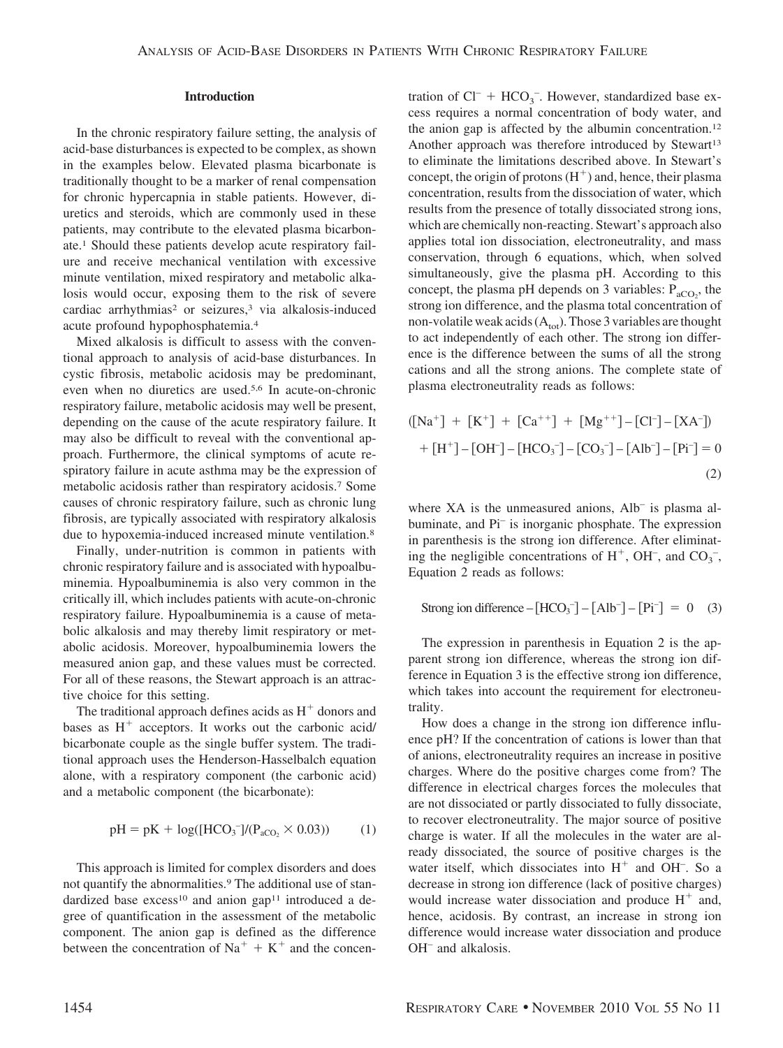## Introduction

In the chronic respiratory failure setting, the analysis of acid-base disturbances is expected to be complex, as shown in the examples below. Elevated plasma bicarbonate is traditionally thought to be a marker of renal compensation for chronic hypercapnia in stable patients. However, diuretics and steroids, which are commonly used in these patients, may contribute to the elevated plasma bicarbonate.[1] Should these patients develop acute respiratory failure and receive mechanical ventilation with excessive minute ventilation, mixed respiratory and metabolic alkalosis would occur, exposing them to the risk of severe cardiac arrhythmias[2] or seizures,[3] via alkalosis-induced acute profound hypophosphatemia.[4]

Mixed alkalosis is difficult to assess with the conventional approach to analysis of acid-base disturbances. In cystic fibrosis, metabolic acidosis may be predominant, even when no diuretics are used.[5,6] In acute-on-chronic respiratory failure, metabolic acidosis may well be present, depending on the cause of the acute respiratory failure. It may also be difficult to reveal with the conventional approach. Furthermore, the clinical symptoms of acute respiratory failure in acute asthma may be the expression of metabolic acidosis rather than respiratory acidosis.[7] Some causes of chronic respiratory failure, such as chronic lung fibrosis, are typically associated with respiratory alkalosis due to hypoxemia-induced increased minute ventilation.[8]

Finally, under-nutrition is common in patients with chronic respiratory failure and is associated with hypoalbuminemia. Hypoalbuminemia is also very common in the critically ill, which includes patients with acute-on-chronic respiratory failure. Hypoalbuminemia is a cause of metabolic alkalosis and may thereby limit respiratory or metabolic acidosis. Moreover, hypoalbuminemia lowers the measured anion gap, and these values must be corrected. For all of these reasons, the Stewart approach is an attractive choice for this setting.

The traditional approach defines acids as $H^+$ donors and bases as $H^+$ acceptors. It works out the carbonic acid/bicarbonate couple as the single buffer system. The traditional approach uses the Henderson-Hasselbalch equation alone, with a respiratory component (the carbonic acid) and a metabolic component (the bicarbonate):

$$pH = pK + \log([HCO_3^-]/(P_{aCO_2} \times 0.03)) \qquad (1)$$

This approach is limited for complex disorders and does not quantify the abnormalities.[9] The additional use of standardized base excess[10] and anion gap[11] introduced a degree of quantification in the assessment of the metabolic component. The anion gap is defined as the difference between the concentration of $Na^+ + K^+$ and the concentration of $Cl^- + HCO_3^-$. However, standardized base excess requires a normal concentration of body water, and the anion gap is affected by the albumin concentration.[12] Another approach was therefore introduced by Stewart[13] to eliminate the limitations described above. In Stewart's concept, the origin of protons ($H^+$) and, hence, their plasma concentration, results from the dissociation of water, which results from the presence of totally dissociated strong ions, which are chemically non-reacting. Stewart's approach also applies total ion dissociation, electroneutrality, and mass conservation, through 6 equations, which, when solved simultaneously, give the plasma pH. According to this concept, the plasma pH depends on 3 variables: $P_{aCO_2}$, the strong ion difference, and the plasma total concentration of non-volatile weak acids ($A_{tot}$). Those 3 variables are thought to act independently of each other. The strong ion difference is the difference between the sums of all the strong cations and all the strong anions. The complete state of plasma electroneutrality reads as follows:

$$([Na^+] + [K^+] + [Ca^{++}] + [Mg^{++}] - [Cl^-] - [XA^-]) + [H^+] - [OH^-] - [HCO_3^-] - [CO_3^-] - [Alb^-] - [Pi^-] = 0 \qquad (2)$$

where XA is the unmeasured anions, $Alb^-$ is plasma albuminate, and $Pi^-$ is inorganic phosphate. The expression in parenthesis is the strong ion difference. After eliminating the negligible concentrations of $H^+$, $OH^-$, and $CO_3^-$, Equation 2 reads as follows:

$$\text{Strong ion difference} - [HCO_3^-] - [Alb^-] - [Pi^-] = 0 \qquad (3)$$

The expression in parenthesis in Equation 2 is the apparent strong ion difference, whereas the strong ion difference in Equation 3 is the effective strong ion difference, which takes into account the requirement for electroneutrality.

How does a change in the strong ion difference influence pH? If the concentration of cations is lower than that of anions, electroneutrality requires an increase in positive charges. Where do the positive charges come from? The difference in electrical charges forces the molecules that are not dissociated or partly dissociated to fully dissociate, to recover electroneutrality. The major source of positive charge is water. If all the molecules in the water are already dissociated, the source of positive charges is the water itself, which dissociates into $H^+$ and $OH^-$. So a decrease in strong ion difference (lack of positive charges) would increase water dissociation and produce $H^+$ and, hence, acidosis. By contrast, an increase in strong ion difference would increase water dissociation and produce $OH^-$ and alkalosis.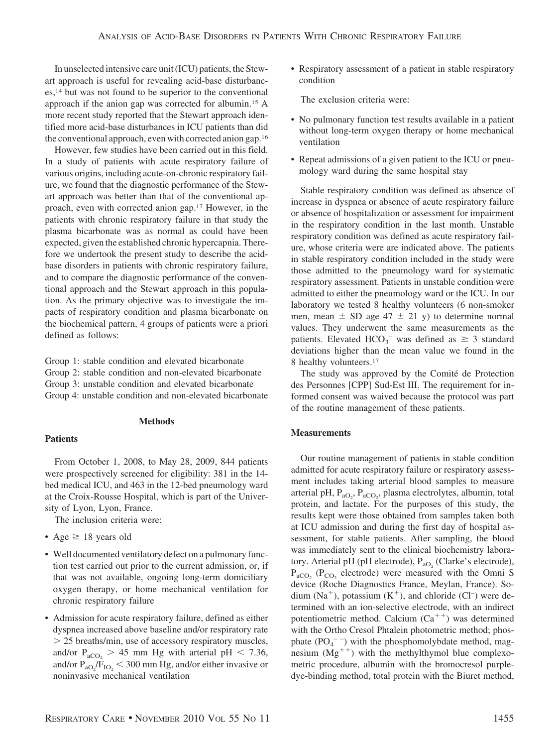In unselected intensive care unit (ICU) patients, the Stewart approach is useful for revealing acid-base disturbances,[14] but was not found to be superior to the conventional approach if the anion gap was corrected for albumin.[15] A more recent study reported that the Stewart approach identified more acid-base disturbances in ICU patients than did the conventional approach, even with corrected anion gap.[16]

However, few studies have been carried out in this field. In a study of patients with acute respiratory failure of various origins, including acute-on-chronic respiratory failure, we found that the diagnostic performance of the Stewart approach was better than that of the conventional approach, even with corrected anion gap.[17] However, in the patients with chronic respiratory failure in that study the plasma bicarbonate was as normal as could have been expected, given the established chronic hypercapnia. Therefore we undertook the present study to describe the acid-base disorders in patients with chronic respiratory failure, and to compare the diagnostic performance of the conventional approach and the Stewart approach in this population. As the primary objective was to investigate the impacts of respiratory condition and plasma bicarbonate on the biochemical pattern, 4 groups of patients were a priori defined as follows:

Group 1: stable condition and elevated bicarbonate
Group 2: stable condition and non-elevated bicarbonate
Group 3: unstable condition and elevated bicarbonate
Group 4: unstable condition and non-elevated bicarbonate

## Methods

### Patients

From October 1, 2008, to May 28, 2009, 844 patients were prospectively screened for eligibility: 381 in the 14-bed medical ICU, and 463 in the 12-bed pneumology ward at the Croix-Rousse Hospital, which is part of the University of Lyon, Lyon, France.

The inclusion criteria were:

- Age ≥ 18 years old
- Well documented ventilatory defect on a pulmonary function test carried out prior to the current admission, or, if that was not available, ongoing long-term domiciliary oxygen therapy, or home mechanical ventilation for chronic respiratory failure
- Admission for acute respiratory failure, defined as either dyspnea increased above baseline and/or respiratory rate > 25 breaths/min, use of accessory respiratory muscles, and/or $P_{aCO_2}$ > 45 mm Hg with arterial pH < 7.36, and/or $P_{aO_2}/F_{IO_2}$ < 300 mm Hg, and/or either invasive or noninvasive mechanical ventilation
- Respiratory assessment of a patient in stable respiratory condition

The exclusion criteria were:

- No pulmonary function test results available in a patient without long-term oxygen therapy or home mechanical ventilation
- Repeat admissions of a given patient to the ICU or pneumology ward during the same hospital stay

Stable respiratory condition was defined as absence of increase in dyspnea or absence of acute respiratory failure or absence of hospitalization or assessment for impairment in the respiratory condition in the last month. Unstable respiratory condition was defined as acute respiratory failure, whose criteria were are indicated above. The patients in stable respiratory condition included in the study were those admitted to the pneumology ward for systematic respiratory assessment. Patients in unstable condition were admitted to either the pneumology ward or the ICU. In our laboratory we tested 8 healthy volunteers (6 non-smoker men, mean ± SD age 47 ± 21 y) to determine normal values. They underwent the same measurements as the patients. Elevated $HCO_3^-$ was defined as ≥ 3 standard deviations higher than the mean value we found in the 8 healthy volunteers.[17]

The study was approved by the Comité de Protection des Personnes [CPP] Sud-Est III. The requirement for informed consent was waived because the protocol was part of the routine management of these patients.

### Measurements

Our routine management of patients in stable condition admitted for acute respiratory failure or respiratory assessment includes taking arterial blood samples to measure arterial pH, $P_{aO_2}$, $P_{aCO_2}$, plasma electrolytes, albumin, total protein, and lactate. For the purposes of this study, the results kept were those obtained from samples taken both at ICU admission and during the first day of hospital assessment, for stable patients. After sampling, the blood was immediately sent to the clinical biochemistry laboratory. Arterial pH (pH electrode), $P_{aO_2}$ (Clarke's electrode), $P_{aCO_2}$ ($P_{CO_2}$ electrode) were measured with the Omni S device (Roche Diagnostics France, Meylan, France). Sodium ($Na^+$), potassium ($K^+$), and chloride ($Cl^-$) were determined with an ion-selective electrode, with an indirect potentiometric method. Calcium ($Ca^{++}$) was determined with the Ortho Cresol Phtalein photometric method; phosphate ($PO_4^{--}$) with the phosphomolybdate method, magnesium ($Mg^{++}$) with the methylthymol blue complexometric procedure, albumin with the bromocresol purple-dye-binding method, total protein with the Biuret method,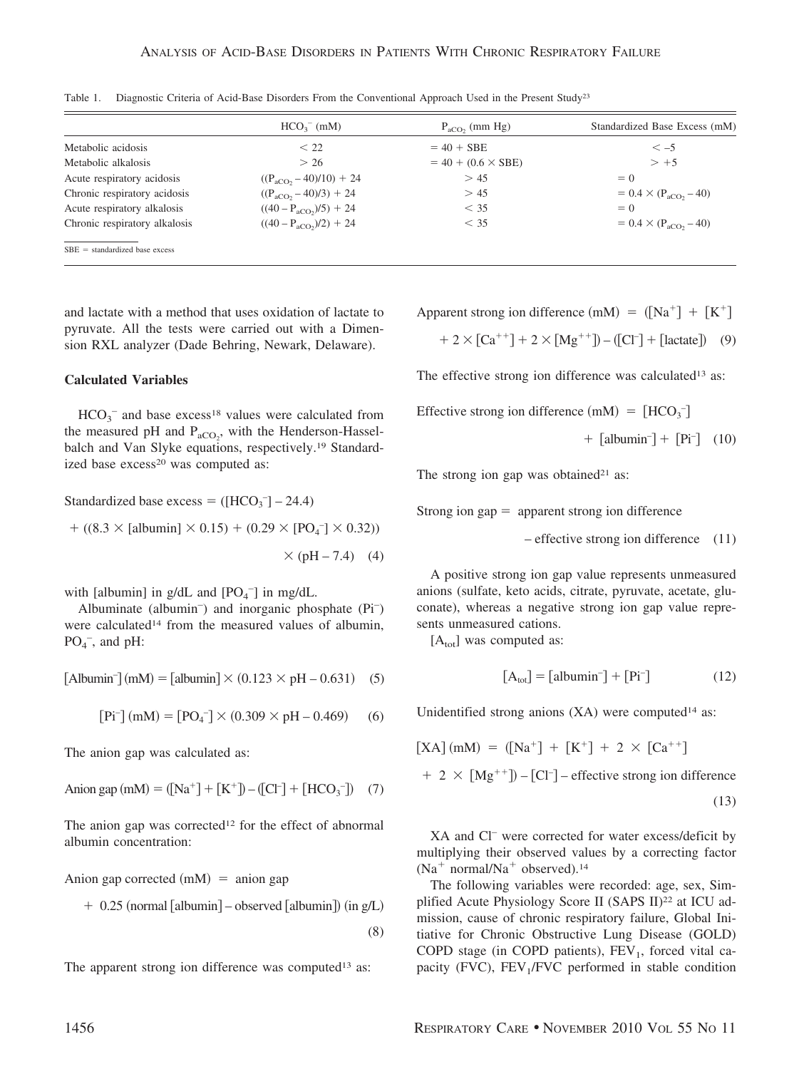Table 1. Diagnostic Criteria of Acid-Base Disorders From the Conventional Approach Used in the Present Study[23]

| | $HCO_3^-$ (mM) | $P_{aCO_2}$ (mm Hg) | Standardized Base Excess (mM) |
|---|---|---|---|
| Metabolic acidosis | < 22 | = 40 + SBE | < –5 |
| Metabolic alkalosis | > 26 | = 40 + (0.6 × SBE) | > +5 |
| Acute respiratory acidosis | $((P_{aCO_2} - 40)/10) + 24$ | > 45 | = 0 |
| Chronic respiratory acidosis | $((P_{aCO_2} - 40)/3) + 24$ | > 45 | $= 0.4 \times (P_{aCO_2} - 40)$ |
| Acute respiratory alkalosis | $((40 - P_{aCO_2})/5) + 24$ | < 35 | = 0 |
| Chronic respiratory alkalosis | $((40 - P_{aCO_2})/2) + 24$ | < 35 | $= 0.4 \times (P_{aCO_2} - 40)$ |

SBE = standardized base excess

and lactate with a method that uses oxidation of lactate to pyruvate. All the tests were carried out with a Dimension RXL analyzer (Dade Behring, Newark, Delaware).

### Calculated Variables

$HCO_3^-$ and base excess[18] values were calculated from the measured pH and $P_{aCO_2}$, with the Henderson-Hasselbalch and Van Slyke equations, respectively.[19] Standardized base excess[20] was computed as:

$$\text{Standardized base excess} = ([HCO_3^-] - 24.4) + ((8.3 \times [\text{albumin}] \times 0.15) + (0.29 \times [PO_4^-] \times 0.32)) \times (\text{pH} - 7.4) \quad (4)$$

with [albumin] in g/dL and $[PO_4^-]$ in mg/dL.

Albuminate (albumin$^-$) and inorganic phosphate ($Pi^-$) were calculated[14] from the measured values of albumin, $PO_4^-$, and pH:

$$[\text{Albumin}^-]\,(\text{mM}) = [\text{albumin}] \times (0.123 \times \text{pH} - 0.631) \quad (5)$$

$$[Pi^-]\,(\text{mM}) = [PO_4^-] \times (0.309 \times \text{pH} - 0.469) \quad (6)$$

The anion gap was calculated as:

$$\text{Anion gap (mM)} = ([Na^+] + [K^+]) - ([Cl^-] + [HCO_3^-]) \quad (7)$$

The anion gap was corrected[12] for the effect of abnormal albumin concentration:

$$\text{Anion gap corrected (mM)} = \text{anion gap} + 0.25\,(\text{normal [albumin]} - \text{observed [albumin]})\ (\text{in g/L}) \quad (8)$$

The apparent strong ion difference was computed[13] as:

$$\text{Apparent strong ion difference (mM)} = ([Na^+] + [K^+] + 2 \times [Ca^{++}] + 2 \times [Mg^{++}]) - ([Cl^-] + [\text{lactate}]) \quad (9)$$

The effective strong ion difference was calculated[13] as:

$$\text{Effective strong ion difference (mM)} = [HCO_3^-] + [\text{albumin}^-] + [Pi^-] \quad (10)$$

The strong ion gap was obtained[21] as:

$$\text{Strong ion gap} = \text{apparent strong ion difference} - \text{effective strong ion difference} \quad (11)$$

A positive strong ion gap value represents unmeasured anions (sulfate, keto acids, citrate, pyruvate, acetate, gluconate), whereas a negative strong ion gap value represents unmeasured cations.

$[A_{tot}]$ was computed as:

$$[A_{tot}] = [\text{albumin}^-] + [Pi^-] \quad (12)$$

Unidentified strong anions (XA) were computed[14] as:

$$[XA]\,(\text{mM}) = ([Na^+] + [K^+] + 2 \times [Ca^{++}] + 2 \times [Mg^{++}]) - [Cl^-] - \text{effective strong ion difference} \quad (13)$$

XA and $Cl^-$ were corrected for water excess/deficit by multiplying their observed values by a correcting factor ($Na^+$ normal/$Na^+$ observed).[14]

The following variables were recorded: age, sex, Simplified Acute Physiology Score II (SAPS II)[22] at ICU admission, cause of chronic respiratory failure, Global Initiative for Chronic Obstructive Lung Disease (GOLD) COPD stage (in COPD patients), $FEV_1$, forced vital capacity (FVC), $FEV_1$/FVC performed in stable condition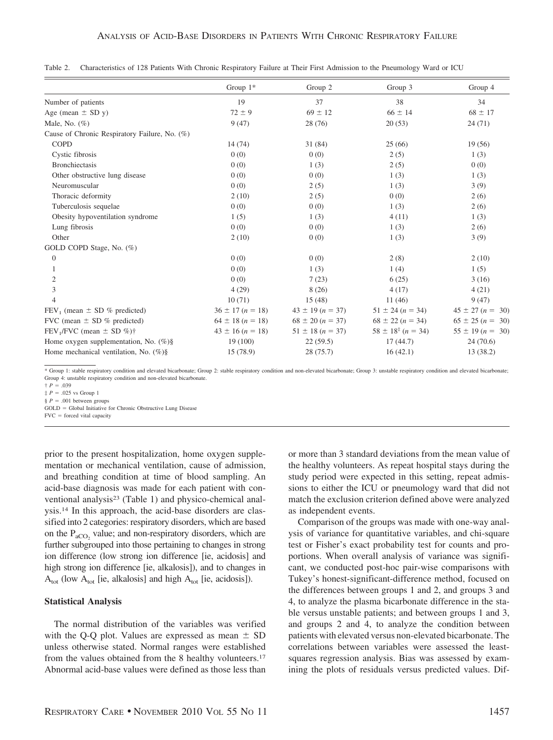Table 2. Characteristics of 128 Patients With Chronic Respiratory Failure at Their First Admission to the Pneumology Ward or ICU

| | Group 1* | Group 2 | Group 3 | Group 4 |
|---|---|---|---|---|
| Number of patients | 19 | 37 | 38 | 34 |
| Age (mean ± SD y) | 72 ± 9 | 69 ± 12 | 66 ± 14 | 68 ± 17 |
| Male, No. (%) | 9 (47) | 28 (76) | 20 (53) | 24 (71) |
| Cause of Chronic Respiratory Failure, No. (%) | | | | |
| COPD | 14 (74) | 31 (84) | 25 (66) | 19 (56) |
| Cystic fibrosis | 0 (0) | 0 (0) | 2 (5) | 1 (3) |
| Bronchiectasis | 0 (0) | 1 (3) | 2 (5) | 0 (0) |
| Other obstructive lung disease | 0 (0) | 0 (0) | 1 (3) | 1 (3) |
| Neuromuscular | 0 (0) | 2 (5) | 1 (3) | 3 (9) |
| Thoracic deformity | 2 (10) | 2 (5) | 0 (0) | 2 (6) |
| Tuberculosis sequelae | 0 (0) | 0 (0) | 1 (3) | 2 (6) |
| Obesity hypoventilation syndrome | 1 (5) | 1 (3) | 4 (11) | 1 (3) |
| Lung fibrosis | 0 (0) | 0 (0) | 1 (3) | 2 (6) |
| Other | 2 (10) | 0 (0) | 1 (3) | 3 (9) |
| GOLD COPD Stage, No. (%) | | | | |
| 0 | 0 (0) | 0 (0) | 2 (8) | 2 (10) |
| 1 | 0 (0) | 1 (3) | 1 (4) | 1 (5) |
| 2 | 0 (0) | 7 (23) | 6 (25) | 3 (16) |
| 3 | 4 (29) | 8 (26) | 4 (17) | 4 (21) |
| 4 | 10 (71) | 15 (48) | 11 (46) | 9 (47) |
| $FEV_1$ (mean ± SD % predicted) | 36 ± 17 ($n$ = 18) | 43 ± 19 ($n$ = 37) | 51 ± 24 ($n$ = 34) | 45 ± 27 ($n$ = 30) |
| FVC (mean ± SD % predicted) | 64 ± 18 ($n$ = 18) | 68 ± 20 ($n$ = 37) | 68 ± 22 ($n$ = 34) | 65 ± 25 ($n$ = 30) |
| $FEV_1$/FVC (mean ± SD %)† | 43 ± 16 ($n$ = 18) | 51 ± 18 ($n$ = 37) | 58 ± 18‡ ($n$ = 34) | 55 ± 19 ($n$ = 30) |
| Home oxygen supplementation, No. (%)§ | 19 (100) | 22 (59.5) | 17 (44.7) | 24 (70.6) |
| Home mechanical ventilation, No. (%)§ | 15 (78.9) | 28 (75.7) | 16 (42.1) | 13 (38.2) |

\* Group 1: stable respiratory condition and elevated bicarbonate; Group 2: stable respiratory condition and non-elevated bicarbonate; Group 3: unstable respiratory condition and elevated bicarbonate; Group 4: unstable respiratory condition and non-elevated bicarbonate.
† $P$ = .039
‡ $P$ = .025 vs Group 1
§ $P$ = .001 between groups
GOLD = Global Initiative for Chronic Obstructive Lung Disease
FVC = forced vital capacity

prior to the present hospitalization, home oxygen supplementation or mechanical ventilation, cause of admission, and breathing condition at time of blood sampling. An acid-base diagnosis was made for each patient with conventional analysis[23] (Table 1) and physico-chemical analysis.[14] In this approach, the acid-base disorders are classified into 2 categories: respiratory disorders, which are based on the $P_{aCO_2}$ value; and non-respiratory disorders, which are further subgrouped into those pertaining to changes in strong ion difference (low strong ion difference [ie, acidosis] and high strong ion difference [ie, alkalosis]), and to changes in $A_{tot}$ (low $A_{tot}$ [ie, alkalosis] and high $A_{tot}$ [ie, acidosis]).

### Statistical Analysis

The normal distribution of the variables was verified with the Q-Q plot. Values are expressed as mean ± SD unless otherwise stated. Normal ranges were established from the values obtained from the 8 healthy volunteers.[17] Abnormal acid-base values were defined as those less than or more than 3 standard deviations from the mean value of the healthy volunteers. As repeat hospital stays during the study period were expected in this setting, repeat admissions to either the ICU or pneumology ward that did not match the exclusion criterion defined above were analyzed as independent events.

Comparison of the groups was made with one-way analysis of variance for quantitative variables, and chi-square test or Fisher's exact probability test for counts and proportions. When overall analysis of variance was significant, we conducted post-hoc pair-wise comparisons with Tukey's honest-significant-difference method, focused on the differences between groups 1 and 2, and groups 3 and 4, to analyze the plasma bicarbonate difference in the stable versus unstable patients; and between groups 1 and 3, and groups 2 and 4, to analyze the condition between patients with elevated versus non-elevated bicarbonate. The correlations between variables were assessed the least-squares regression analysis. Bias was assessed by examining the plots of residuals versus predicted values. Dif-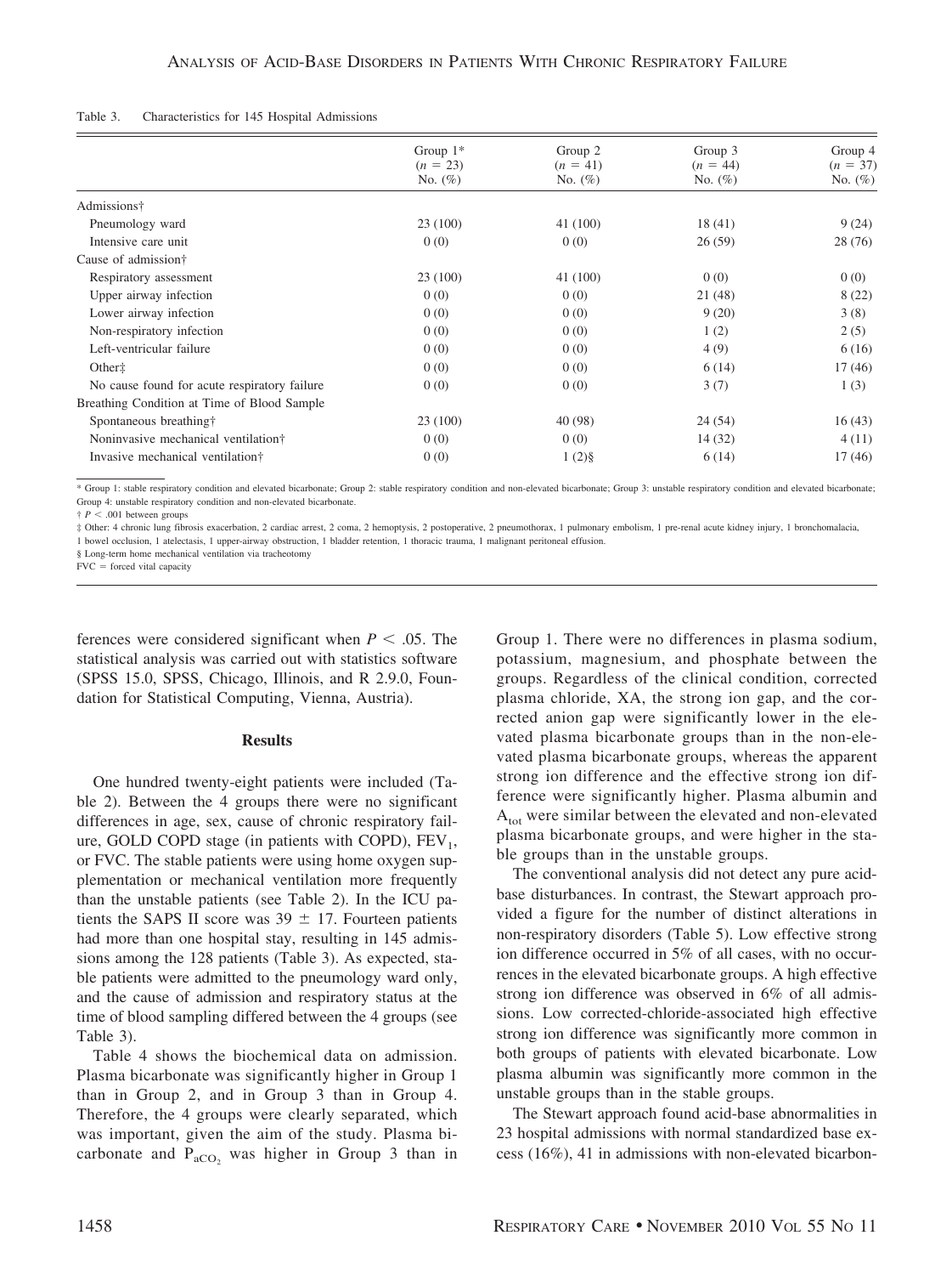Table 3. Characteristics for 145 Hospital Admissions

| | Group 1* ($n$ = 23) No. (%) | Group 2 ($n$ = 41) No. (%) | Group 3 ($n$ = 44) No. (%) | Group 4 ($n$ = 37) No. (%) |
|---|---|---|---|---|
| Admissions† | | | | |
| Pneumology ward | 23 (100) | 41 (100) | 18 (41) | 9 (24) |
| Intensive care unit | 0 (0) | 0 (0) | 26 (59) | 28 (76) |
| Cause of admission† | | | | |
| Respiratory assessment | 23 (100) | 41 (100) | 0 (0) | 0 (0) |
| Upper airway infection | 0 (0) | 0 (0) | 21 (48) | 8 (22) |
| Lower airway infection | 0 (0) | 0 (0) | 9 (20) | 3 (8) |
| Non-respiratory infection | 0 (0) | 0 (0) | 1 (2) | 2 (5) |
| Left-ventricular failure | 0 (0) | 0 (0) | 4 (9) | 6 (16) |
| Other‡ | 0 (0) | 0 (0) | 6 (14) | 17 (46) |
| No cause found for acute respiratory failure | 0 (0) | 0 (0) | 3 (7) | 1 (3) |
| Breathing Condition at Time of Blood Sample | | | | |
| Spontaneous breathing† | 23 (100) | 40 (98) | 24 (54) | 16 (43) |
| Noninvasive mechanical ventilation† | 0 (0) | 0 (0) | 14 (32) | 4 (11) |
| Invasive mechanical ventilation† | 0 (0) | 1 (2)§ | 6 (14) | 17 (46) |

\* Group 1: stable respiratory condition and elevated bicarbonate; Group 2: stable respiratory condition and non-elevated bicarbonate; Group 3: unstable respiratory condition and elevated bicarbonate; Group 4: unstable respiratory condition and non-elevated bicarbonate.

† $P < .001$ between groups

‡ Other: 4 chronic lung fibrosis exacerbation, 2 cardiac arrest, 2 coma, 2 hemoptysis, 2 postoperative, 2 pneumothorax, 1 pulmonary embolism, 1 pre-renal acute kidney injury, 1 bronchomalacia, 1 bowel occlusion, 1 atelectasis, 1 upper-airway obstruction, 1 bladder retention, 1 thoracic trauma, 1 malignant peritoneal effusion.

§ Long-term home mechanical ventilation via tracheotomy

FVC = forced vital capacity

ferences were considered significant when $P < .05$. The statistical analysis was carried out with statistics software (SPSS 15.0, SPSS, Chicago, Illinois, and R 2.9.0, Foundation for Statistical Computing, Vienna, Austria).

## Results

One hundred twenty-eight patients were included (Table 2). Between the 4 groups there were no significant differences in age, sex, cause of chronic respiratory failure, GOLD COPD stage (in patients with COPD), $FEV_1$, or FVC. The stable patients were using home oxygen supplementation or mechanical ventilation more frequently than the unstable patients (see Table 2). In the ICU patients the SAPS II score was $39 \pm 17$. Fourteen patients had more than one hospital stay, resulting in 145 admissions among the 128 patients (Table 3). As expected, stable patients were admitted to the pneumology ward only, and the cause of admission and respiratory status at the time of blood sampling differed between the 4 groups (see Table 3).

Table 4 shows the biochemical data on admission. Plasma bicarbonate was significantly higher in Group 1 than in Group 2, and in Group 3 than in Group 4. Therefore, the 4 groups were clearly separated, which was important, given the aim of the study. Plasma bicarbonate and $P_{aCO_2}$ was higher in Group 3 than in Group 1. There were no differences in plasma sodium, potassium, magnesium, and phosphate between the groups. Regardless of the clinical condition, corrected plasma chloride, XA, the strong ion gap, and the corrected anion gap were significantly lower in the elevated plasma bicarbonate groups than in the non-elevated plasma bicarbonate groups, whereas the apparent strong ion difference and the effective strong ion difference were significantly higher. Plasma albumin and $A_{tot}$ were similar between the elevated and non-elevated plasma bicarbonate groups, and were higher in the stable groups than in the unstable groups.

The conventional analysis did not detect any pure acid-base disturbances. In contrast, the Stewart approach provided a figure for the number of distinct alterations in non-respiratory disorders (Table 5). Low effective strong ion difference occurred in 5% of all cases, with no occurrences in the elevated bicarbonate groups. A high effective strong ion difference was observed in 6% of all admissions. Low corrected-chloride-associated high effective strong ion difference was significantly more common in both groups of patients with elevated bicarbonate. Low plasma albumin was significantly more common in the unstable groups than in the stable groups.

The Stewart approach found acid-base abnormalities in 23 hospital admissions with normal standardized base excess (16%), 41 in admissions with non-elevated bicarbon-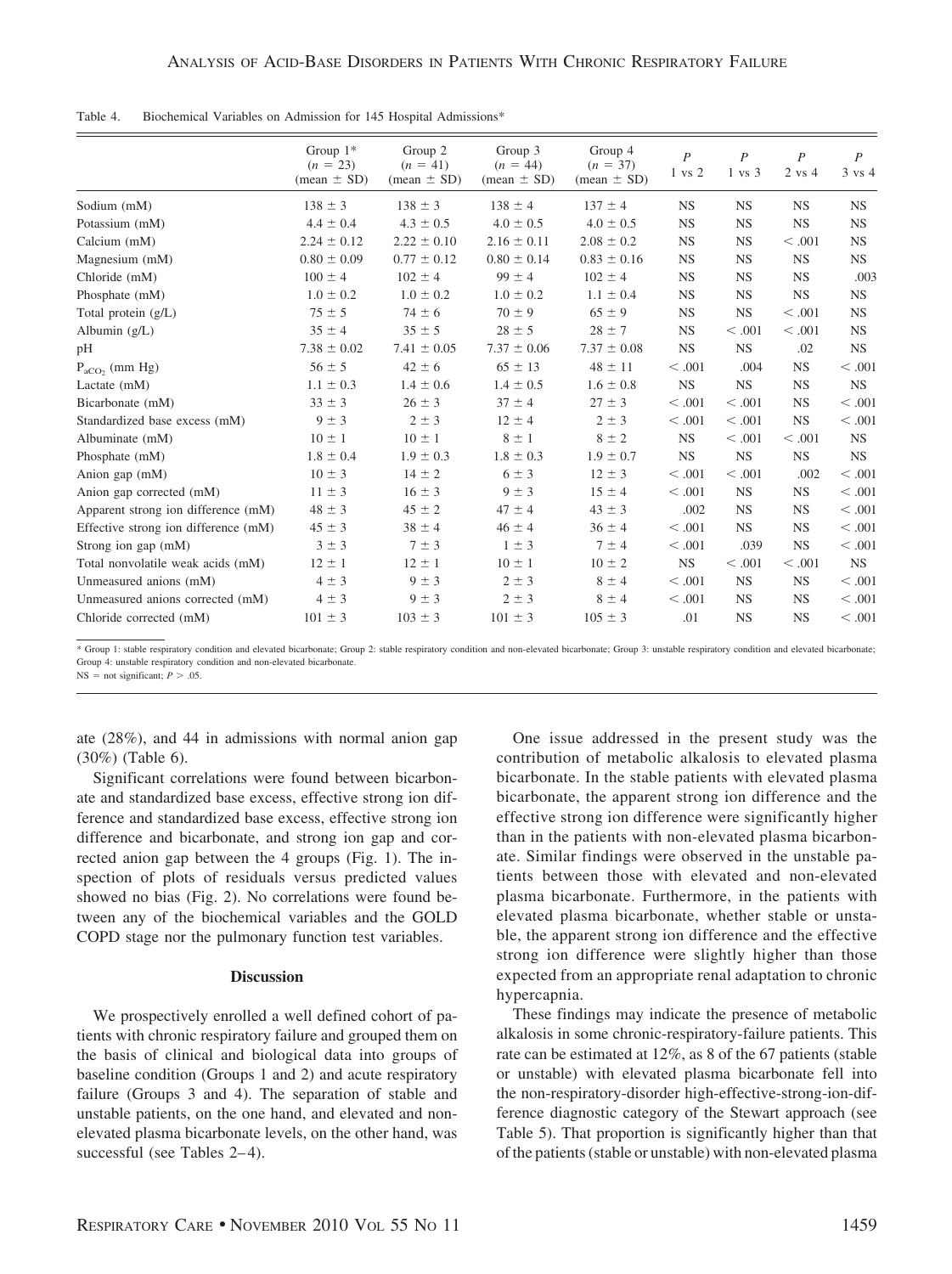Table 4. Biochemical Variables on Admission for 145 Hospital Admissions*

| | Group 1* ($n$ = 23) (mean ± SD) | Group 2 ($n$ = 41) (mean ± SD) | Group 3 ($n$ = 44) (mean ± SD) | Group 4 ($n$ = 37) (mean ± SD) | $P$ 1 vs 2 | $P$ 1 vs 3 | $P$ 2 vs 4 | $P$ 3 vs 4 |
|---|---|---|---|---|---|---|---|---|
| Sodium (mM) | 138 ± 3 | 138 ± 3 | 138 ± 4 | 137 ± 4 | NS | NS | NS | NS |
| Potassium (mM) | 4.4 ± 0.4 | 4.3 ± 0.5 | 4.0 ± 0.5 | 4.0 ± 0.5 | NS | NS | NS | NS |
| Calcium (mM) | 2.24 ± 0.12 | 2.22 ± 0.10 | 2.16 ± 0.11 | 2.08 ± 0.2 | NS | NS | < .001 | NS |
| Magnesium (mM) | 0.80 ± 0.09 | 0.77 ± 0.12 | 0.80 ± 0.14 | 0.83 ± 0.16 | NS | NS | NS | NS |
| Chloride (mM) | 100 ± 4 | 102 ± 4 | 99 ± 4 | 102 ± 4 | NS | NS | NS | .003 |
| Phosphate (mM) | 1.0 ± 0.2 | 1.0 ± 0.2 | 1.0 ± 0.2 | 1.1 ± 0.4 | NS | NS | NS | NS |
| Total protein (g/L) | 75 ± 5 | 74 ± 6 | 70 ± 9 | 65 ± 9 | NS | NS | < .001 | NS |
| Albumin (g/L) | 35 ± 4 | 35 ± 5 | 28 ± 5 | 28 ± 7 | NS | < .001 | < .001 | NS |
| pH | 7.38 ± 0.02 | 7.41 ± 0.05 | 7.37 ± 0.06 | 7.37 ± 0.08 | NS | NS | .02 | NS |
| $P_{aCO_2}$ (mm Hg) | 56 ± 5 | 42 ± 6 | 65 ± 13 | 48 ± 11 | < .001 | .004 | NS | < .001 |
| Lactate (mM) | 1.1 ± 0.3 | 1.4 ± 0.6 | 1.4 ± 0.5 | 1.6 ± 0.8 | NS | NS | NS | NS |
| Bicarbonate (mM) | 33 ± 3 | 26 ± 3 | 37 ± 4 | 27 ± 3 | < .001 | < .001 | NS | < .001 |
| Standardized base excess (mM) | 9 ± 3 | 2 ± 3 | 12 ± 4 | 2 ± 3 | < .001 | < .001 | NS | < .001 |
| Albuminate (mM) | 10 ± 1 | 10 ± 1 | 8 ± 1 | 8 ± 2 | NS | < .001 | < .001 | NS |
| Phosphate (mM) | 1.8 ± 0.4 | 1.9 ± 0.3 | 1.8 ± 0.3 | 1.9 ± 0.7 | NS | NS | NS | NS |
| Anion gap (mM) | 10 ± 3 | 14 ± 2 | 6 ± 3 | 12 ± 3 | < .001 | < .001 | .002 | < .001 |
| Anion gap corrected (mM) | 11 ± 3 | 16 ± 3 | 9 ± 3 | 15 ± 4 | < .001 | NS | NS | < .001 |
| Apparent strong ion difference (mM) | 48 ± 3 | 45 ± 2 | 47 ± 4 | 43 ± 3 | .002 | NS | NS | < .001 |
| Effective strong ion difference (mM) | 45 ± 3 | 38 ± 4 | 46 ± 4 | 36 ± 4 | < .001 | NS | NS | < .001 |
| Strong ion gap (mM) | 3 ± 3 | 7 ± 3 | 1 ± 3 | 7 ± 4 | < .001 | .039 | NS | < .001 |
| Total nonvolatile weak acids (mM) | 12 ± 1 | 12 ± 1 | 10 ± 1 | 10 ± 2 | NS | < .001 | < .001 | NS |
| Unmeasured anions (mM) | 4 ± 3 | 9 ± 3 | 2 ± 3 | 8 ± 4 | < .001 | NS | NS | < .001 |
| Unmeasured anions corrected (mM) | 4 ± 3 | 9 ± 3 | 2 ± 3 | 8 ± 4 | < .001 | NS | NS | < .001 |
| Chloride corrected (mM) | 101 ± 3 | 103 ± 3 | 101 ± 3 | 105 ± 3 | .01 | NS | NS | < .001 |

* Group 1: stable respiratory condition and elevated bicarbonate; Group 2: stable respiratory condition and non-elevated bicarbonate; Group 3: unstable respiratory condition and elevated bicarbonate; Group 4: unstable respiratory condition and non-elevated bicarbonate.
NS = not significant; $P > .05$.

ate (28%), and 44 in admissions with normal anion gap (30%) (Table 6).

Significant correlations were found between bicarbonate and standardized base excess, effective strong ion difference and standardized base excess, effective strong ion difference and bicarbonate, and strong ion gap and corrected anion gap between the 4 groups (Fig. 1). The inspection of plots of residuals versus predicted values showed no bias (Fig. 2). No correlations were found between any of the biochemical variables and the GOLD COPD stage nor the pulmonary function test variables.

## Discussion

We prospectively enrolled a well defined cohort of patients with chronic respiratory failure and grouped them on the basis of clinical and biological data into groups of baseline condition (Groups 1 and 2) and acute respiratory failure (Groups 3 and 4). The separation of stable and unstable patients, on the one hand, and elevated and non-elevated plasma bicarbonate levels, on the other hand, was successful (see Tables 2–4).

One issue addressed in the present study was the contribution of metabolic alkalosis to elevated plasma bicarbonate. In the stable patients with elevated plasma bicarbonate, the apparent strong ion difference and the effective strong ion difference were significantly higher than in the patients with non-elevated plasma bicarbonate. Similar findings were observed in the unstable patients between those with elevated and non-elevated plasma bicarbonate. Furthermore, in the patients with elevated plasma bicarbonate, whether stable or unstable, the apparent strong ion difference and the effective strong ion difference were slightly higher than those expected from an appropriate renal adaptation to chronic hypercapnia.

These findings may indicate the presence of metabolic alkalosis in some chronic-respiratory-failure patients. This rate can be estimated at 12%, as 8 of the 67 patients (stable or unstable) with elevated plasma bicarbonate fell into the non-respiratory-disorder high-effective-strong-ion-difference diagnostic category of the Stewart approach (see Table 5). That proportion is significantly higher than that of the patients (stable or unstable) with non-elevated plasma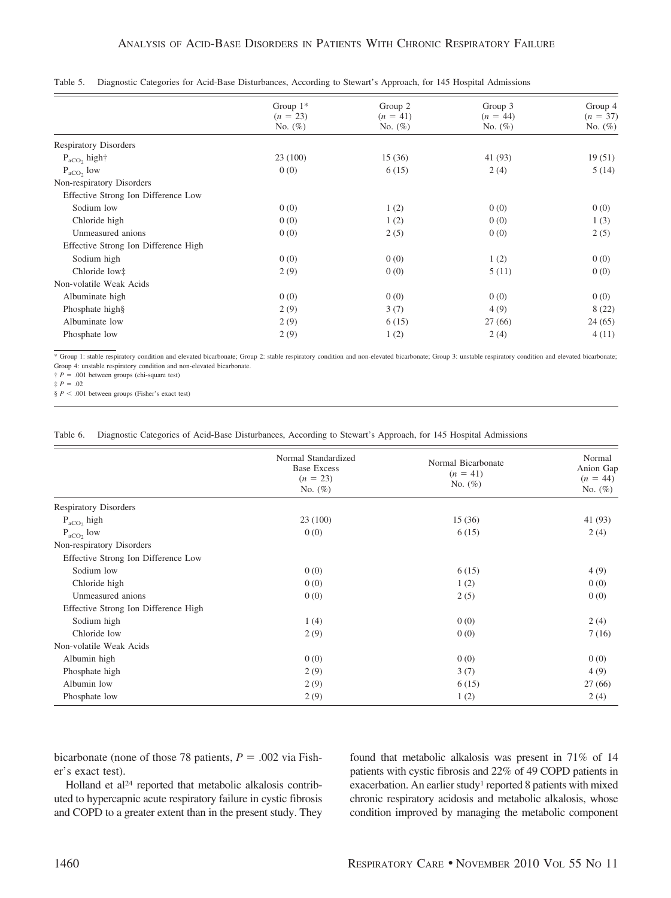Table 5. Diagnostic Categories for Acid-Base Disturbances, According to Stewart's Approach, for 145 Hospital Admissions

| | Group 1* ($n$ = 23) No. (%) | Group 2 ($n$ = 41) No. (%) | Group 3 ($n$ = 44) No. (%) | Group 4 ($n$ = 37) No. (%) |
|---|---|---|---|---|
| Respiratory Disorders | | | | |
| $P_{aCO_2}$ high† | 23 (100) | 15 (36) | 41 (93) | 19 (51) |
| $P_{aCO_2}$ low | 0 (0) | 6 (15) | 2 (4) | 5 (14) |
| Non-respiratory Disorders | | | | |
| Effective Strong Ion Difference Low | | | | |
| Sodium low | 0 (0) | 1 (2) | 0 (0) | 0 (0) |
| Chloride high | 0 (0) | 1 (2) | 0 (0) | 1 (3) |
| Unmeasured anions | 0 (0) | 2 (5) | 0 (0) | 2 (5) |
| Effective Strong Ion Difference High | | | | |
| Sodium high | 0 (0) | 0 (0) | 1 (2) | 0 (0) |
| Chloride low‡ | 2 (9) | 0 (0) | 5 (11) | 0 (0) |
| Non-volatile Weak Acids | | | | |
| Albuminate high | 0 (0) | 0 (0) | 0 (0) | 0 (0) |
| Phosphate high§ | 2 (9) | 3 (7) | 4 (9) | 8 (22) |
| Albuminate low | 2 (9) | 6 (15) | 27 (66) | 24 (65) |
| Phosphate low | 2 (9) | 1 (2) | 2 (4) | 4 (11) |

\* Group 1: stable respiratory condition and elevated bicarbonate; Group 2: stable respiratory condition and non-elevated bicarbonate; Group 3: unstable respiratory condition and elevated bicarbonate; Group 4: unstable respiratory condition and non-elevated bicarbonate.
† $P$ = .001 between groups (chi-square test)
‡ $P$ = .02
§ $P$ < .001 between groups (Fisher's exact test)

Table 6. Diagnostic Categories of Acid-Base Disturbances, According to Stewart's Approach, for 145 Hospital Admissions

| | Normal Standardized Base Excess ($n$ = 23) No. (%) | Normal Bicarbonate ($n$ = 41) No. (%) | Normal Anion Gap ($n$ = 44) No. (%) |
|---|---|---|---|
| Respiratory Disorders | | | |
| $P_{aCO_2}$ high | 23 (100) | 15 (36) | 41 (93) |
| $P_{aCO_2}$ low | 0 (0) | 6 (15) | 2 (4) |
| Non-respiratory Disorders | | | |
| Effective Strong Ion Difference Low | | | |
| Sodium low | 0 (0) | 6 (15) | 4 (9) |
| Chloride high | 0 (0) | 1 (2) | 0 (0) |
| Unmeasured anions | 0 (0) | 2 (5) | 0 (0) |
| Effective Strong Ion Difference High | | | |
| Sodium high | 1 (4) | 0 (0) | 2 (4) |
| Chloride low | 2 (9) | 0 (0) | 7 (16) |
| Non-volatile Weak Acids | | | |
| Albumin high | 0 (0) | 0 (0) | 0 (0) |
| Phosphate high | 2 (9) | 3 (7) | 4 (9) |
| Albumin low | 2 (9) | 6 (15) | 27 (66) |
| Phosphate low | 2 (9) | 1 (2) | 2 (4) |

bicarbonate (none of those 78 patients, $P$ = .002 via Fisher's exact test).

Holland et al[24] reported that metabolic alkalosis contributed to hypercapnic acute respiratory failure in cystic fibrosis and COPD to a greater extent than in the present study. They found that metabolic alkalosis was present in 71% of 14 patients with cystic fibrosis and 22% of 49 COPD patients in exacerbation. An earlier study[1] reported 8 patients with mixed chronic respiratory acidosis and metabolic alkalosis, whose condition improved by managing the metabolic component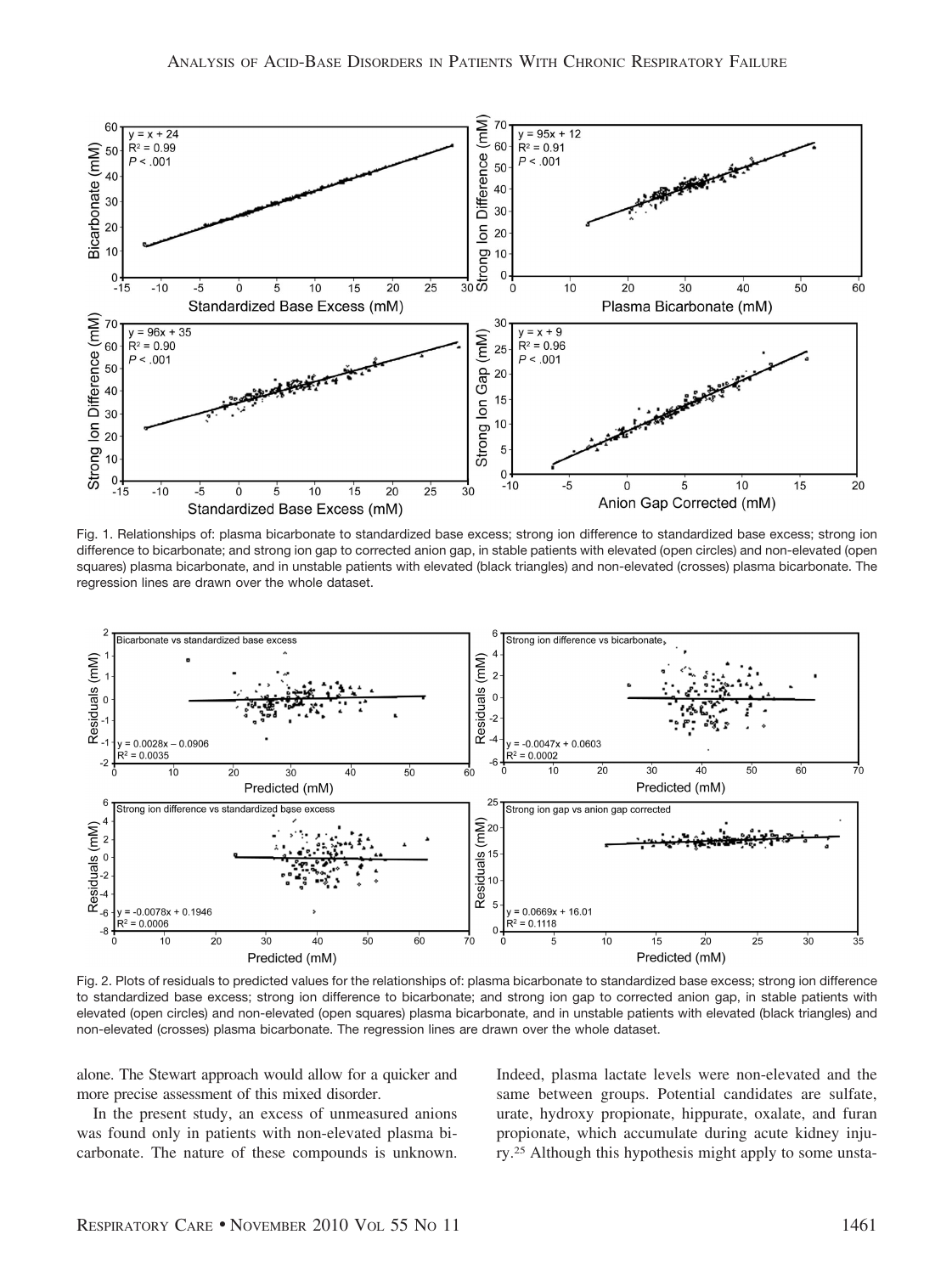Fig. 1. Relationships of: plasma bicarbonate to standardized base excess; strong ion difference to standardized base excess; strong ion difference to bicarbonate; and strong ion gap to corrected anion gap, in stable patients with elevated (open circles) and non-elevated (open squares) plasma bicarbonate, and in unstable patients with elevated (black triangles) and non-elevated (crosses) plasma bicarbonate. The regression lines are drawn over the whole dataset.

Fig. 2. Plots of residuals to predicted values for the relationships of: plasma bicarbonate to standardized base excess; strong ion difference to standardized base excess; strong ion difference to bicarbonate; and strong ion gap to corrected anion gap, in stable patients with elevated (open circles) and non-elevated (open squares) plasma bicarbonate, and in unstable patients with elevated (black triangles) and non-elevated (crosses) plasma bicarbonate. The regression lines are drawn over the whole dataset.

alone. The Stewart approach would allow for a quicker and more precise assessment of this mixed disorder.

In the present study, an excess of unmeasured anions was found only in patients with non-elevated plasma bicarbonate. The nature of these compounds is unknown. Indeed, plasma lactate levels were non-elevated and the same between groups. Potential candidates are sulfate, urate, hydroxy propionate, hippurate, oxalate, and furan propionate, which accumulate during acute kidney injury.[25] Although this hypothesis might apply to some unsta-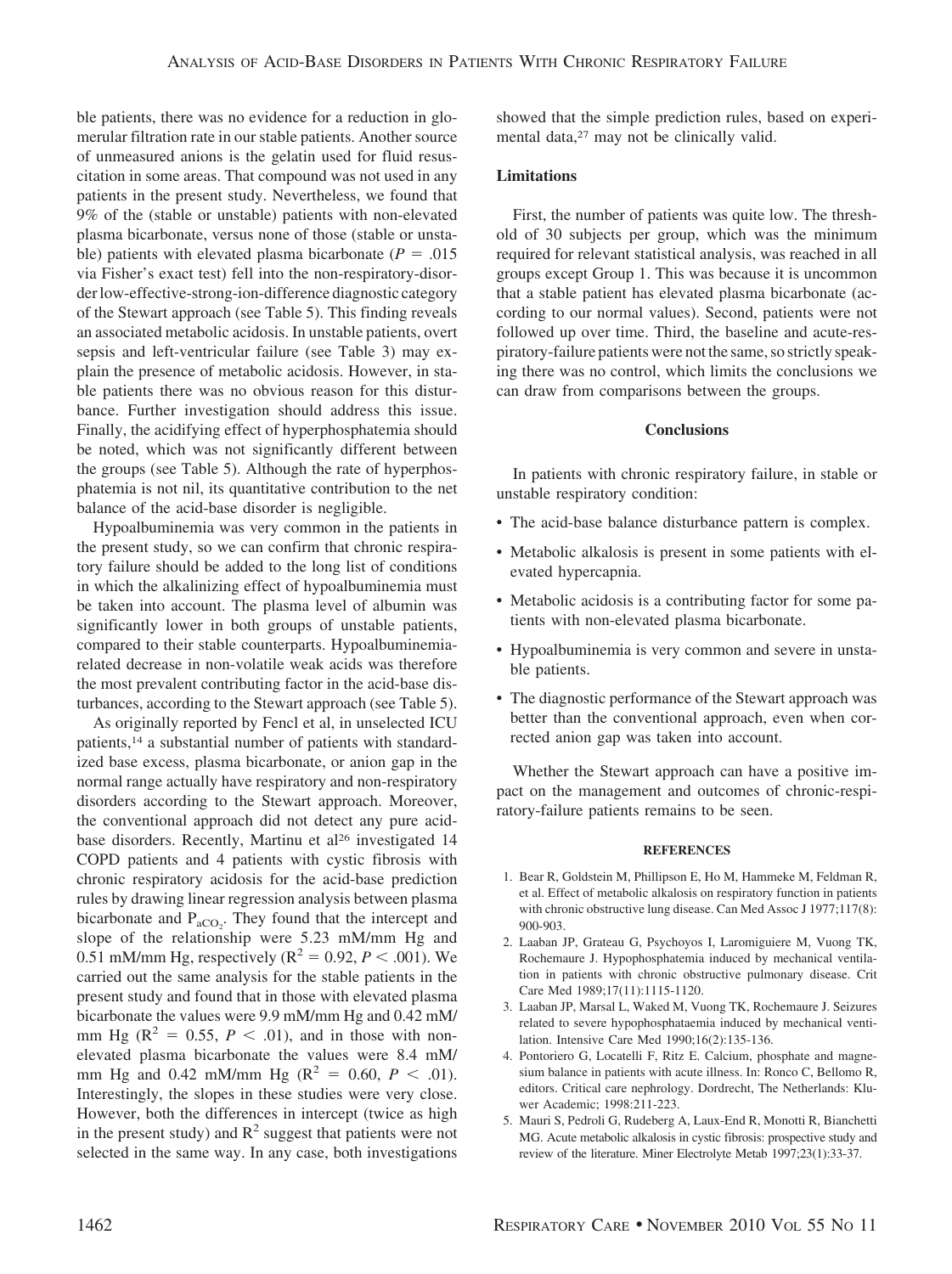ble patients, there was no evidence for a reduction in glomerular filtration rate in our stable patients. Another source of unmeasured anions is the gelatin used for fluid resuscitation in some areas. That compound was not used in any patients in the present study. Nevertheless, we found that 9% of the (stable or unstable) patients with non-elevated plasma bicarbonate, versus none of those (stable or unstable) patients with elevated plasma bicarbonate ($P = .015$ via Fisher's exact test) fell into the non-respiratory-disorder low-effective-strong-ion-difference diagnostic category of the Stewart approach (see Table 5). This finding reveals an associated metabolic acidosis. In unstable patients, overt sepsis and left-ventricular failure (see Table 3) may explain the presence of metabolic acidosis. However, in stable patients there was no obvious reason for this disturbance. Further investigation should address this issue. Finally, the acidifying effect of hyperphosphatemia should be noted, which was not significantly different between the groups (see Table 5). Although the rate of hyperphosphatemia is not nil, its quantitative contribution to the net balance of the acid-base disorder is negligible.

Hypoalbuminemia was very common in the patients in the present study, so we can confirm that chronic respiratory failure should be added to the long list of conditions in which the alkalinizing effect of hypoalbuminemia must be taken into account. The plasma level of albumin was significantly lower in both groups of unstable patients, compared to their stable counterparts. Hypoalbuminemia-related decrease in non-volatile weak acids was therefore the most prevalent contributing factor in the acid-base disturbances, according to the Stewart approach (see Table 5).

As originally reported by Fencl et al, in unselected ICU patients,[14] a substantial number of patients with standardized base excess, plasma bicarbonate, or anion gap in the normal range actually have respiratory and non-respiratory disorders according to the Stewart approach. Moreover, the conventional approach did not detect any pure acid-base disorders. Recently, Martinu et al[26] investigated 14 COPD patients and 4 patients with cystic fibrosis with chronic respiratory acidosis for the acid-base prediction rules by drawing linear regression analysis between plasma bicarbonate and $P_{aCO_2}$. They found that the intercept and slope of the relationship were 5.23 mM/mm Hg and 0.51 mM/mm Hg, respectively ($R^2 = 0.92$, $P < .001$). We carried out the same analysis for the stable patients in the present study and found that in those with elevated plasma bicarbonate the values were 9.9 mM/mm Hg and 0.42 mM/mm Hg ($R^2 = 0.55$, $P < .01$), and in those with non-elevated plasma bicarbonate the values were 8.4 mM/mm Hg and 0.42 mM/mm Hg ($R^2 = 0.60$, $P < .01$). Interestingly, the slopes in these studies were very close. However, both the differences in intercept (twice as high in the present study) and $R^2$ suggest that patients were not selected in the same way. In any case, both investigations showed that the simple prediction rules, based on experimental data,[27] may not be clinically valid.

### Limitations

First, the number of patients was quite low. The threshold of 30 subjects per group, which was the minimum required for relevant statistical analysis, was reached in all groups except Group 1. This was because it is uncommon that a stable patient has elevated plasma bicarbonate (according to our normal values). Second, patients were not followed up over time. Third, the baseline and acute-respiratory-failure patients were not the same, so strictly speaking there was no control, which limits the conclusions we can draw from comparisons between the groups.

## Conclusions

In patients with chronic respiratory failure, in stable or unstable respiratory condition:

- The acid-base balance disturbance pattern is complex.
- Metabolic alkalosis is present in some patients with elevated hypercapnia.
- Metabolic acidosis is a contributing factor for some patients with non-elevated plasma bicarbonate.
- Hypoalbuminemia is very common and severe in unstable patients.
- The diagnostic performance of the Stewart approach was better than the conventional approach, even when corrected anion gap was taken into account.

Whether the Stewart approach can have a positive impact on the management and outcomes of chronic-respiratory-failure patients remains to be seen.

## REFERENCES

1. Bear R, Goldstein M, Phillipson E, Ho M, Hammeke M, Feldman R, et al. Effect of metabolic alkalosis on respiratory function in patients with chronic obstructive lung disease. Can Med Assoc J 1977;117(8):900-903.
2. Laaban JP, Grateau G, Psychoyos I, Laromiguiere M, Vuong TK, Rochemaure J. Hypophosphatemia induced by mechanical ventilation in patients with chronic obstructive pulmonary disease. Crit Care Med 1989;17(11):1115-1120.
3. Laaban JP, Marsal L, Waked M, Vuong TK, Rochemaure J. Seizures related to severe hypophosphataemia induced by mechanical ventilation. Intensive Care Med 1990;16(2):135-136.
4. Pontoriero G, Locatelli F, Ritz E. Calcium, phosphate and magnesium balance in patients with acute illness. In: Ronco C, Bellomo R, editors. Critical care nephrology. Dordrecht, The Netherlands: Kluwer Academic; 1998:211-223.
5. Mauri S, Pedroli G, Rudeberg A, Laux-End R, Monotti R, Bianchetti MG. Acute metabolic alkalosis in cystic fibrosis: prospective study and review of the literature. Miner Electrolyte Metab 1997;23(1):33-37.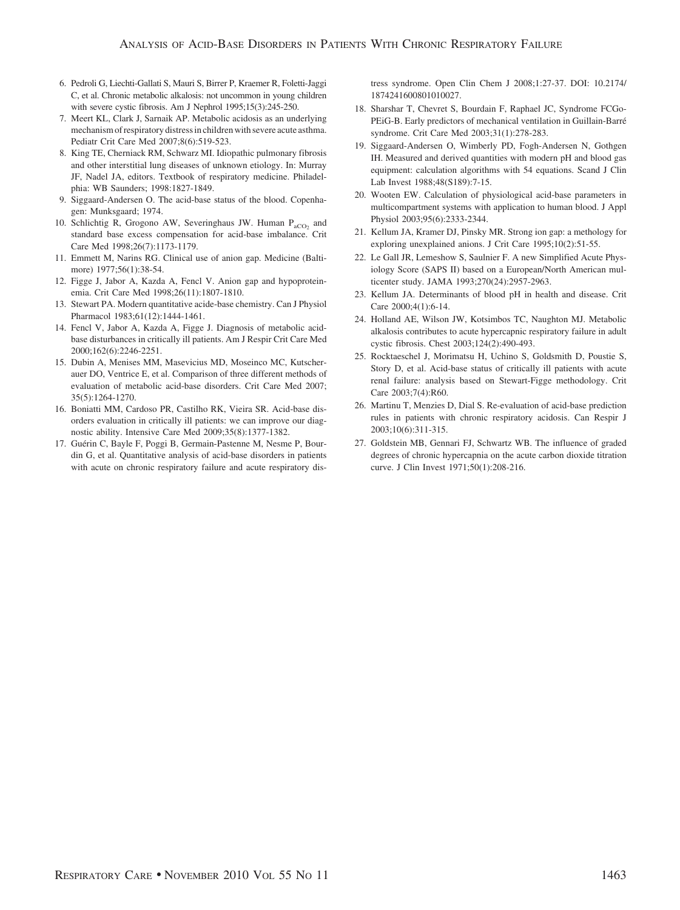6. Pedroli G, Liechti-Gallati S, Mauri S, Birrer P, Kraemer R, Foletti-Jaggi C, et al. Chronic metabolic alkalosis: not uncommon in young children with severe cystic fibrosis. Am J Nephrol 1995;15(3):245-250.
7. Meert KL, Clark J, Sarnaik AP. Metabolic acidosis as an underlying mechanism of respiratory distress in children with severe acute asthma. Pediatr Crit Care Med 2007;8(6):519-523.
8. King TE, Cherniack RM, Schwarz MI. Idiopathic pulmonary fibrosis and other interstitial lung diseases of unknown etiology. In: Murray JF, Nadel JA, editors. Textbook of respiratory medicine. Philadelphia: WB Saunders; 1998:1827-1849.
9. Siggaard-Andersen O. The acid-base status of the blood. Copenhagen: Munksgaard; 1974.
10. Schlichtig R, Grogono AW, Severinghaus JW. Human $P_{aCO_2}$ and standard base excess compensation for acid-base imbalance. Crit Care Med 1998;26(7):1173-1179.
11. Emmett M, Narins RG. Clinical use of anion gap. Medicine (Baltimore) 1977;56(1):38-54.
12. Figge J, Jabor A, Kazda A, Fencl V. Anion gap and hypoproteinemia. Crit Care Med 1998;26(11):1807-1810.
13. Stewart PA. Modern quantitative acide-base chemistry. Can J Physiol Pharmacol 1983;61(12):1444-1461.
14. Fencl V, Jabor A, Kazda A, Figge J. Diagnosis of metabolic acid-base disturbances in critically ill patients. Am J Respir Crit Care Med 2000;162(6):2246-2251.
15. Dubin A, Menises MM, Masevicius MD, Moseinco MC, Kutscherauer DO, Ventrice E, et al. Comparison of three different methods of evaluation of metabolic acid-base disorders. Crit Care Med 2007; 35(5):1264-1270.
16. Boniatti MM, Cardoso PR, Castilho RK, Vieira SR. Acid-base disorders evaluation in critically ill patients: we can improve our diagnostic ability. Intensive Care Med 2009;35(8):1377-1382.
17. Guérin C, Bayle F, Poggi B, Germain-Pastenne M, Nesme P, Bourdin G, et al. Quantitative analysis of acid-base disorders in patients with acute on chronic respiratory failure and acute respiratory distress syndrome. Open Clin Chem J 2008;1:27-37. DOI: 10.2174/1874241600801010027.
18. Sharshar T, Chevret S, Bourdain F, Raphael JC, Syndrome FCGo-PEiG-B. Early predictors of mechanical ventilation in Guillain-Barré syndrome. Crit Care Med 2003;31(1):278-283.
19. Siggaard-Andersen O, Wimberly PD, Fogh-Andersen N, Gothgen IH. Measured and derived quantities with modern pH and blood gas equipment: calculation algorithms with 54 equations. Scand J Clin Lab Invest 1988;48(S189):7-15.
20. Wooten EW. Calculation of physiological acid-base parameters in multicompartment systems with application to human blood. J Appl Physiol 2003;95(6):2333-2344.
21. Kellum JA, Kramer DJ, Pinsky MR. Strong ion gap: a methology for exploring unexplained anions. J Crit Care 1995;10(2):51-55.
22. Le Gall JR, Lemeshow S, Saulnier F. A new Simplified Acute Physiology Score (SAPS II) based on a European/North American multicenter study. JAMA 1993;270(24):2957-2963.
23. Kellum JA. Determinants of blood pH in health and disease. Crit Care 2000;4(1):6-14.
24. Holland AE, Wilson JW, Kotsimbos TC, Naughton MJ. Metabolic alkalosis contributes to acute hypercapnic respiratory failure in adult cystic fibrosis. Chest 2003;124(2):490-493.
25. Rocktaeschel J, Morimatsu H, Uchino S, Goldsmith D, Poustie S, Story D, et al. Acid-base status of critically ill patients with acute renal failure: analysis based on Stewart-Figge methodology. Crit Care 2003;7(4):R60.
26. Martinu T, Menzies D, Dial S. Re-evaluation of acid-base prediction rules in patients with chronic respiratory acidosis. Can Respir J 2003;10(6):311-315.
27. Goldstein MB, Gennari FJ, Schwartz WB. The influence of graded degrees of chronic hypercapnia on the acute carbon dioxide titration curve. J Clin Invest 1971;50(1):208-216.